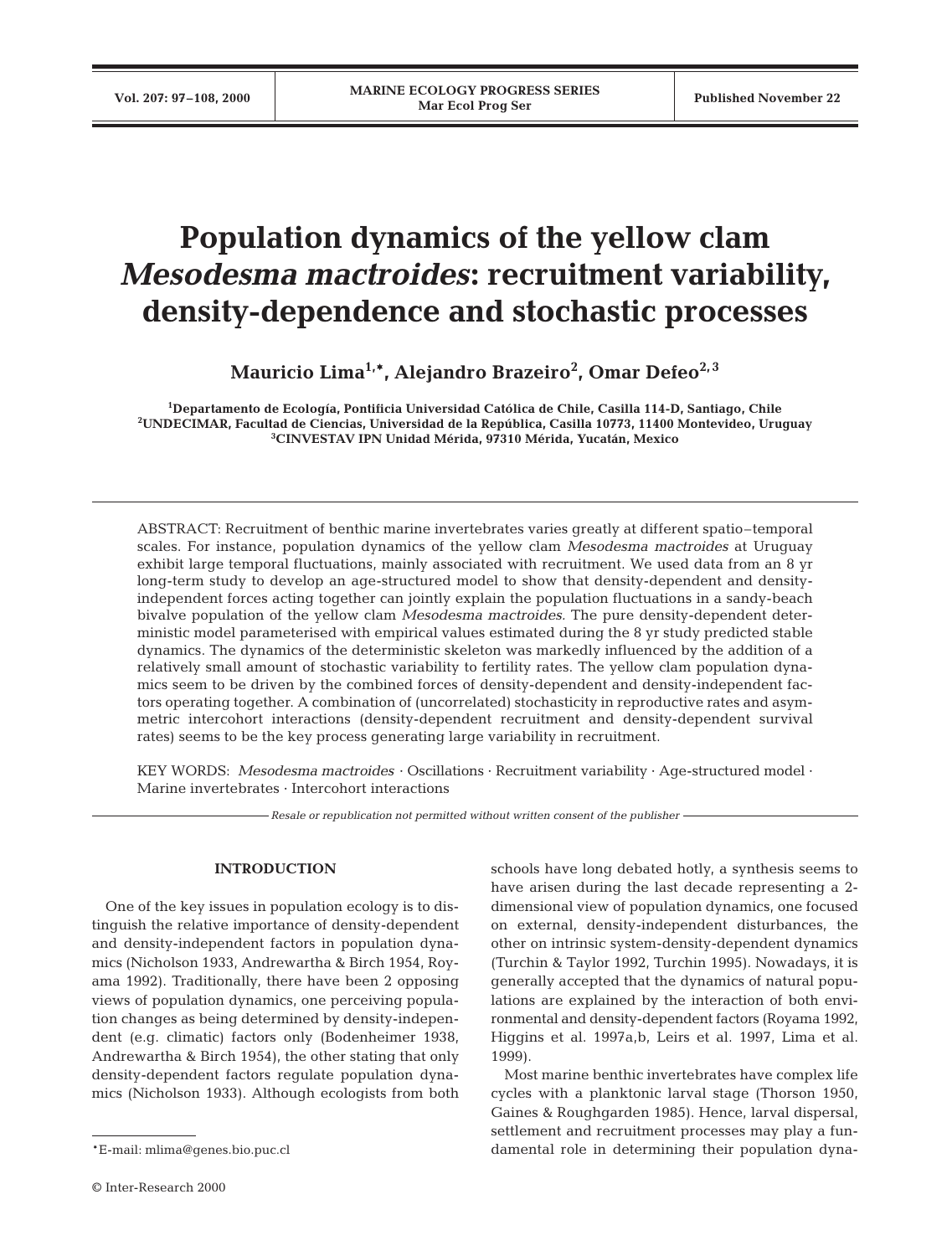# Population dynamics of the yellow clam *Mesodesma mactroides*: recruitment variability, density-dependence and stochastic processes

**Mauricio Lima[1,*], Alejandro Brazeiro[2], Omar Defeo[2,3]**

[1]Departamento de Ecología, Pontificia Universidad Católica de Chile, Casilla 114-D, Santiago, Chile
[2]UNDECIMAR, Facultad de Ciencias, Universidad de la República, Casilla 10773, 11400 Montevideo, Uruguay
[3]CINVESTAV IPN Unidad Mérida, 97310 Mérida, Yucatán, Mexico

ABSTRACT: Recruitment of benthic marine invertebrates varies greatly at different spatio–temporal scales. For instance, population dynamics of the yellow clam *Mesodesma mactroides* at Uruguay exhibit large temporal fluctuations, mainly associated with recruitment. We used data from an 8 yr long-term study to develop an age-structured model to show that density-dependent and density-independent forces acting together can jointly explain the population fluctuations in a sandy-beach bivalve population of the yellow clam *Mesodesma mactroides*. The pure density-dependent deterministic model parameterised with empirical values estimated during the 8 yr study predicted stable dynamics. The dynamics of the deterministic skeleton was markedly influenced by the addition of a relatively small amount of stochastic variability to fertility rates. The yellow clam population dynamics seem to be driven by the combined forces of density-dependent and density-independent factors operating together. A combination of (uncorrelated) stochasticity in reproductive rates and asymmetric intercohort interactions (density-dependent recruitment and density-dependent survival rates) seems to be the key process generating large variability in recruitment.

KEY WORDS: *Mesodesma mactroides* · Oscillations · Recruitment variability · Age-structured model · Marine invertebrates · Intercohort interactions

*Resale or republication not permitted without written consent of the publisher*

## INTRODUCTION

One of the key issues in population ecology is to distinguish the relative importance of density-dependent and density-independent factors in population dynamics (Nicholson 1933, Andrewartha & Birch 1954, Royama 1992). Traditionally, there have been 2 opposing views of population dynamics, one perceiving population changes as being determined by density-independent (e.g. climatic) factors only (Bodenheimer 1938, Andrewartha & Birch 1954), the other stating that only density-dependent factors regulate population dynamics (Nicholson 1933). Although ecologists from both schools have long debated hotly, a synthesis seems to have arisen during the last decade representing a 2-dimensional view of population dynamics, one focused on external, density-independent disturbances, the other on intrinsic system-density-dependent dynamics (Turchin & Taylor 1992, Turchin 1995). Nowadays, it is generally accepted that the dynamics of natural populations are explained by the interaction of both environmental and density-dependent factors (Royama 1992, Higgins et al. 1997a,b, Leirs et al. 1997, Lima et al. 1999).

Most marine benthic invertebrates have complex life cycles with a planktonic larval stage (Thorson 1950, Gaines & Roughgarden 1985). Hence, larval dispersal, settlement and recruitment processes may play a fundamental role in determining their population dyna-

*E-mail: mlima@genes.bio.puc.cl

© Inter-Research 2000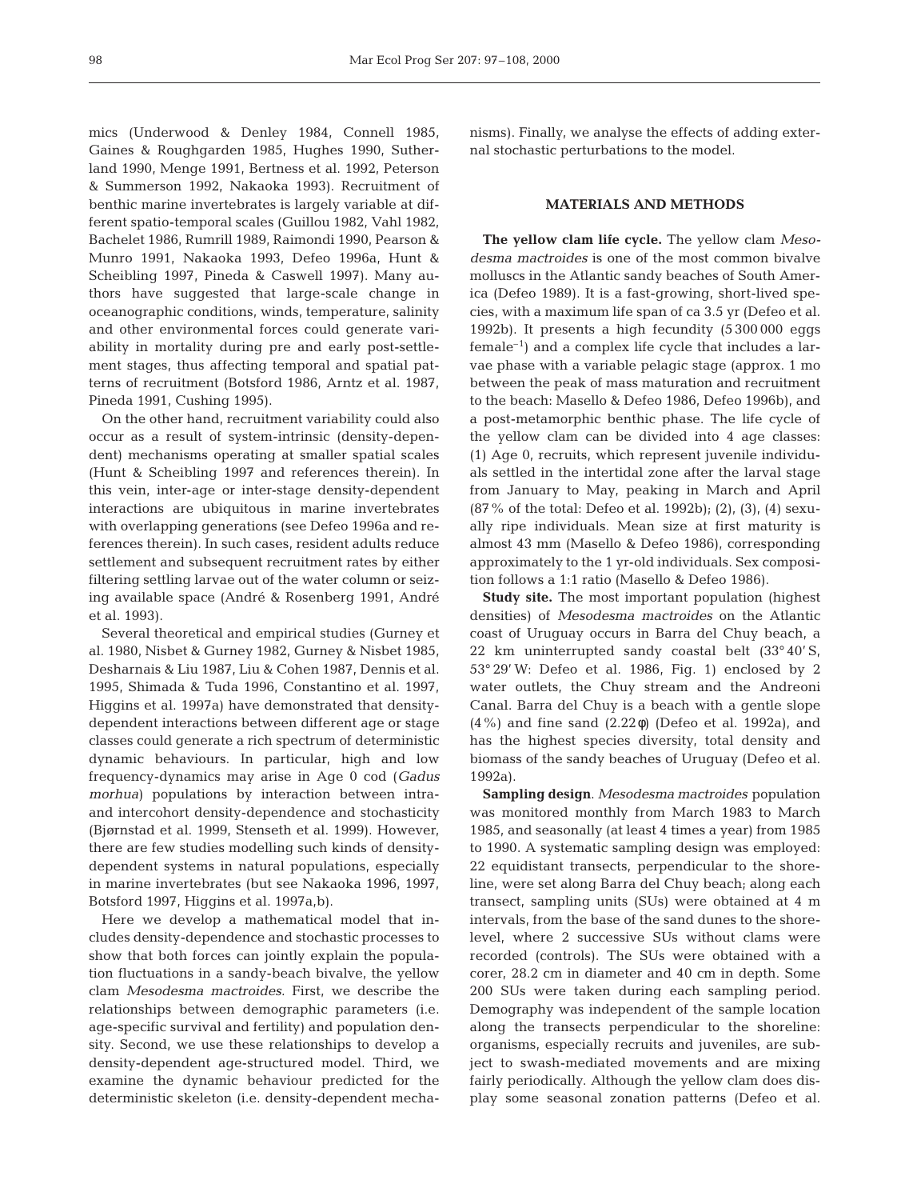mics (Underwood & Denley 1984, Connell 1985, Gaines & Roughgarden 1985, Hughes 1990, Sutherland 1990, Menge 1991, Bertness et al. 1992, Peterson & Summerson 1992, Nakaoka 1993). Recruitment of benthic marine invertebrates is largely variable at different spatio-temporal scales (Guillou 1982, Vahl 1982, Bachelet 1986, Rumrill 1989, Raimondi 1990, Pearson & Munro 1991, Nakaoka 1993, Defeo 1996a, Hunt & Scheibling 1997, Pineda & Caswell 1997). Many authors have suggested that large-scale change in oceanographic conditions, winds, temperature, salinity and other environmental forces could generate variability in mortality during pre and early post-settlement stages, thus affecting temporal and spatial patterns of recruitment (Botsford 1986, Arntz et al. 1987, Pineda 1991, Cushing 1995).

On the other hand, recruitment variability could also occur as a result of system-intrinsic (density-dependent) mechanisms operating at smaller spatial scales (Hunt & Scheibling 1997 and references therein). In this vein, inter-age or inter-stage density-dependent interactions are ubiquitous in marine invertebrates with overlapping generations (see Defeo 1996a and references therein). In such cases, resident adults reduce settlement and subsequent recruitment rates by either filtering settling larvae out of the water column or seizing available space (André & Rosenberg 1991, André et al. 1993).

Several theoretical and empirical studies (Gurney et al. 1980, Nisbet & Gurney 1982, Gurney & Nisbet 1985, Desharnais & Liu 1987, Liu & Cohen 1987, Dennis et al. 1995, Shimada & Tuda 1996, Constantino et al. 1997, Higgins et al. 1997a) have demonstrated that density-dependent interactions between different age or stage classes could generate a rich spectrum of deterministic dynamic behaviours. In particular, high and low frequency-dynamics may arise in Age 0 cod (*Gadus morhua*) populations by interaction between intra- and intercohort density-dependence and stochasticity (Bjørnstad et al. 1999, Stenseth et al. 1999). However, there are few studies modelling such kinds of density-dependent systems in natural populations, especially in marine invertebrates (but see Nakaoka 1996, 1997, Botsford 1997, Higgins et al. 1997a,b).

Here we develop a mathematical model that includes density-dependence and stochastic processes to show that both forces can jointly explain the population fluctuations in a sandy-beach bivalve, the yellow clam *Mesodesma mactroides*. First, we describe the relationships between demographic parameters (i.e. age-specific survival and fertility) and population density. Second, we use these relationships to develop a density-dependent age-structured model. Third, we examine the dynamic behaviour predicted for the deterministic skeleton (i.e. density-dependent mechanisms). Finally, we analyse the effects of adding external stochastic perturbations to the model.

## MATERIALS AND METHODS

**The yellow clam life cycle.** The yellow clam *Mesodesma mactroides* is one of the most common bivalve molluscs in the Atlantic sandy beaches of South America (Defeo 1989). It is a fast-growing, short-lived species, with a maximum life span of ca 3.5 yr (Defeo et al. 1992b). It presents a high fecundity (5 300 000 eggs female$^{-1}$) and a complex life cycle that includes a larvae phase with a variable pelagic stage (approx. 1 mo between the peak of mass maturation and recruitment to the beach: Masello & Defeo 1986, Defeo 1996b), and a post-metamorphic benthic phase. The life cycle of the yellow clam can be divided into 4 age classes: (1) Age 0, recruits, which represent juvenile individuals settled in the intertidal zone after the larval stage from January to May, peaking in March and April (87% of the total: Defeo et al. 1992b); (2), (3), (4) sexually ripe individuals. Mean size at first maturity is almost 43 mm (Masello & Defeo 1986), corresponding approximately to the 1 yr-old individuals. Sex composition follows a 1:1 ratio (Masello & Defeo 1986).

**Study site.** The most important population (highest densities) of *Mesodesma mactroides* on the Atlantic coast of Uruguay occurs in Barra del Chuy beach, a 22 km uninterrupted sandy coastal belt (33° 40′ S, 53° 29′ W: Defeo et al. 1986, Fig. 1) enclosed by 2 water outlets, the Chuy stream and the Andreoni Canal. Barra del Chuy is a beach with a gentle slope (4%) and fine sand (2.22φ) (Defeo et al. 1992a), and has the highest species diversity, total density and biomass of the sandy beaches of Uruguay (Defeo et al. 1992a).

**Sampling design**. *Mesodesma mactroides* population was monitored monthly from March 1983 to March 1985, and seasonally (at least 4 times a year) from 1985 to 1990. A systematic sampling design was employed: 22 equidistant transects, perpendicular to the shoreline, were set along Barra del Chuy beach; along each transect, sampling units (SUs) were obtained at 4 m intervals, from the base of the sand dunes to the shore-level, where 2 successive SUs without clams were recorded (controls). The SUs were obtained with a corer, 28.2 cm in diameter and 40 cm in depth. Some 200 SUs were taken during each sampling period. Demography was independent of the sample location along the transects perpendicular to the shoreline: organisms, especially recruits and juveniles, are subject to swash-mediated movements and are mixing fairly periodically. Although the yellow clam does display some seasonal zonation patterns (Defeo et al.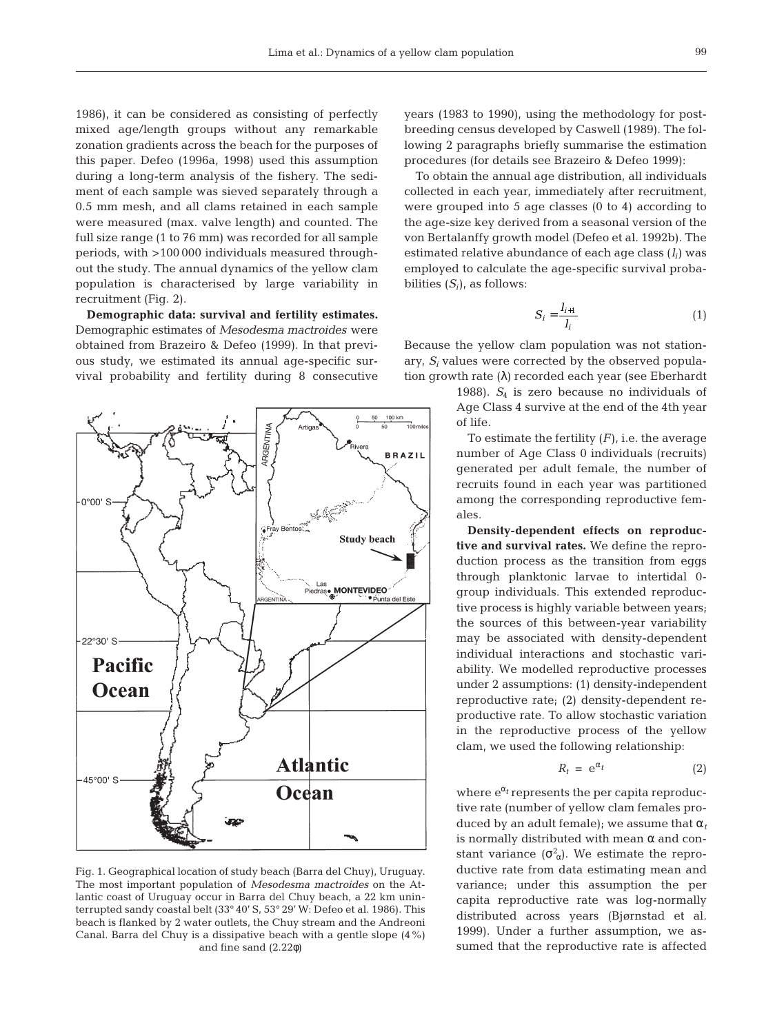1986), it can be considered as consisting of perfectly mixed age/length groups without any remarkable zonation gradients across the beach for the purposes of this paper. Defeo (1996a, 1998) used this assumption during a long-term analysis of the fishery. The sediment of each sample was sieved separately through a 0.5 mm mesh, and all clams retained in each sample were measured (max. valve length) and counted. The full size range (1 to 76 mm) was recorded for all sample periods, with >100 000 individuals measured throughout the study. The annual dynamics of the yellow clam population is characterised by large variability in recruitment (Fig. 2).

**Demographic data: survival and fertility estimates.** Demographic estimates of *Mesodesma mactroides* were obtained from Brazeiro & Defeo (1999). In that previous study, we estimated its annual age-specific survival probability and fertility during 8 consecutive years (1983 to 1990), using the methodology for post-breeding census developed by Caswell (1989). The following 2 paragraphs briefly summarise the estimation procedures (for details see Brazeiro & Defeo 1999):

To obtain the annual age distribution, all individuals collected in each year, immediately after recruitment, were grouped into 5 age classes (0 to 4) according to the age-size key derived from a seasonal version of the von Bertalanffy growth model (Defeo et al. 1992b). The estimated relative abundance of each age class ($l_i$) was employed to calculate the age-specific survival probabilities ($S_i$), as follows:

$$S_i = \frac{l_{i+1}}{l_i} \quad (1)$$

Because the yellow clam population was not stationary, $S_i$ values were corrected by the observed population growth rate ($\lambda$) recorded each year (see Eberhardt 1988). $S_4$ is zero because no individuals of Age Class 4 survive at the end of the 4th year of life.

To estimate the fertility ($F$), i.e. the average number of Age Class 0 individuals (recruits) generated per adult female, the number of recruits found in each year was partitioned among the corresponding reproductive females.

**Density-dependent effects on reproductive and survival rates.** We define the reproduction process as the transition from eggs through planktonic larvae to intertidal 0-group individuals. This extended reproductive process is highly variable between years; the sources of this between-year variability may be associated with density-dependent individual interactions and stochastic variability. We modelled reproductive processes under 2 assumptions: (1) density-independent reproductive rate; (2) density-dependent reproductive rate. To allow stochastic variation in the reproductive process of the yellow clam, we used the following relationship:

$$R_t = e^{\alpha_t} \quad (2)$$

where $e^{\alpha_t}$ represents the per capita reproductive rate (number of yellow clam females produced by an adult female); we assume that $\alpha_t$ is normally distributed with mean $\alpha$ and constant variance ($\sigma^2_\alpha$). We estimate the reproductive rate from data estimating mean and variance; under this assumption the per capita reproductive rate was log-normally distributed across years (Bjørnstad et al. 1999). Under a further assumption, we assumed that the reproductive rate is affected

Fig. 1. Geographical location of study beach (Barra del Chuy), Uruguay. The most important population of *Mesodesma mactroides* on the Atlantic coast of Uruguay occur in Barra del Chuy beach, a 22 km uninterrupted sandy coastal belt (33° 40' S, 53° 29' W: Defeo et al. 1986). This beach is flanked by 2 water outlets, the Chuy stream and the Andreoni Canal. Barra del Chuy is a dissipative beach with a gentle slope (4%) and fine sand (2.22φ)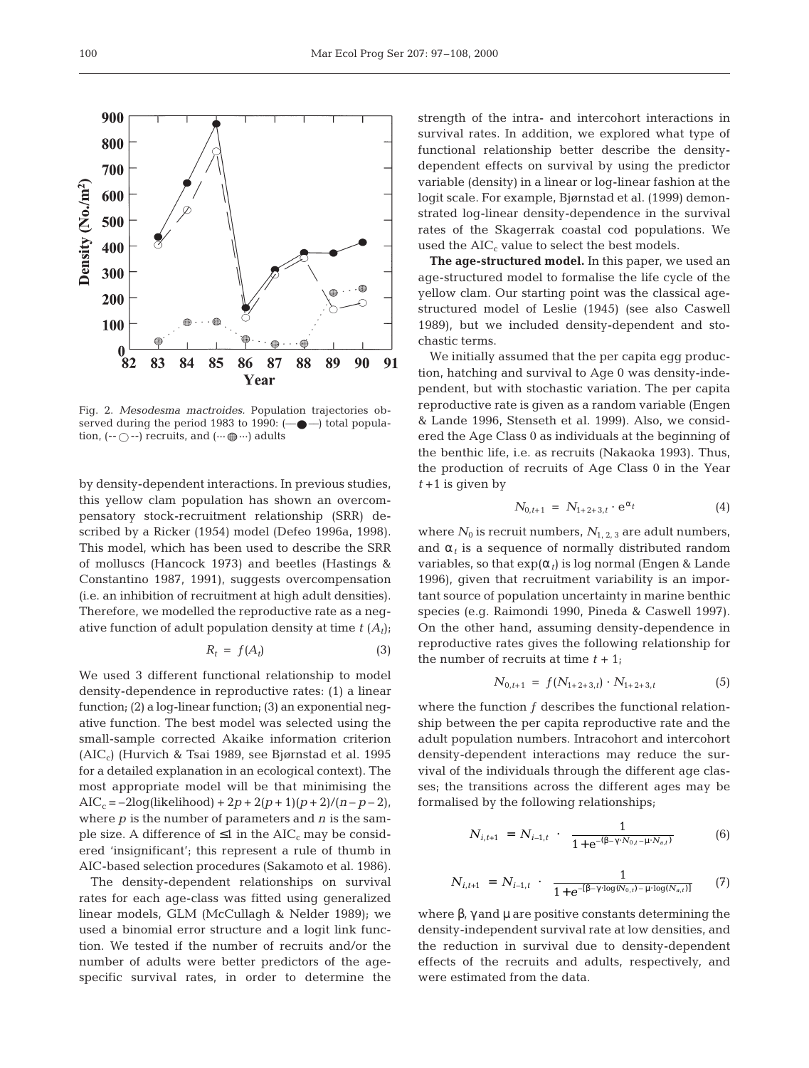Fig. 2. *Mesodesma mactroides*. Population trajectories observed during the period 1983 to 1990: (—●—) total population, (--○--) recruits, and (···⊕···) adults

by density-dependent interactions. In previous studies, this yellow clam population has shown an overcompensatory stock-recruitment relationship (SRR) described by a Ricker (1954) model (Defeo 1996a, 1998). This model, which has been used to describe the SRR of molluscs (Hancock 1973) and beetles (Hastings & Constantino 1987, 1991), suggests overcompensation (i.e. an inhibition of recruitment at high adult densities). Therefore, we modelled the reproductive rate as a negative function of adult population density at time $t$ ($A_t$);

$$R_t = f(A_t) \tag{3}$$

We used 3 different functional relationship to model density-dependence in reproductive rates: (1) a linear function; (2) a log-linear function; (3) an exponential negative function. The best model was selected using the small-sample corrected Akaike information criterion ($AIC_c$) (Hurvich & Tsai 1989, see Bjørnstad et al. 1995 for a detailed explanation in an ecological context). The most appropriate model will be that minimising the $AIC_c = -2\log(\text{likelihood}) + 2p + 2(p+1)(p+2)/(n-p-2)$, where $p$ is the number of parameters and $n$ is the sample size. A difference of $\leq 1$ in the $AIC_c$ may be considered 'insignificant'; this represent a rule of thumb in AIC-based selection procedures (Sakamoto et al. 1986).

The density-dependent relationships on survival rates for each age-class was fitted using generalized linear models, GLM (McCullagh & Nelder 1989); we used a binomial error structure and a logit link function. We tested if the number of recruits and/or the number of adults were better predictors of the age-specific survival rates, in order to determine the strength of the intra- and intercohort interactions in survival rates. In addition, we explored what type of functional relationship better describe the density-dependent effects on survival by using the predictor variable (density) in a linear or log-linear fashion at the logit scale. For example, Bjørnstad et al. (1999) demonstrated log-linear density-dependence in the survival rates of the Skagerrak coastal cod populations. We used the $AIC_c$ value to select the best models.

**The age-structured model.** In this paper, we used an age-structured model to formalise the life cycle of the yellow clam. Our starting point was the classical age-structured model of Leslie (1945) (see also Caswell 1989), but we included density-dependent and stochastic terms.

We initially assumed that the per capita egg production, hatching and survival to Age 0 was density-independent, but with stochastic variation. The per capita reproductive rate is given as a random variable (Engen & Lande 1996, Stenseth et al. 1999). Also, we considered the Age Class 0 as individuals at the beginning of the benthic life, i.e. as recruits (Nakaoka 1993). Thus, the production of recruits of Age Class 0 in the Year $t+1$ is given by

$$N_{0,t+1} = N_{1+2+3,t} \cdot e^{\alpha_t} \tag{4}$$

where $N_0$ is recruit numbers, $N_{1,2,3}$ are adult numbers, and $\alpha_t$ is a sequence of normally distributed random variables, so that $\exp(\alpha_t)$ is log normal (Engen & Lande 1996), given that recruitment variability is an important source of population uncertainty in marine benthic species (e.g. Raimondi 1990, Pineda & Caswell 1997). On the other hand, assuming density-dependence in reproductive rates gives the following relationship for the number of recruits at time $t+1$;

$$N_{0,t+1} = f(N_{1+2+3,t}) \cdot N_{1+2+3,t} \tag{5}$$

where the function $f$ describes the functional relationship between the per capita reproductive rate and the adult population numbers. Intracohort and intercohort density-dependent interactions may reduce the survival of the individuals through the different age classes; the transitions across the different ages may be formalised by the following relationships;

$$N_{i,t+1} = N_{i-1,t} \cdot \frac{1}{1 + e^{-(\beta - \gamma \cdot N_{0,t} - \mu \cdot N_{a,t})}} \tag{6}$$

$$N_{i,t+1} = N_{i-1,t} \cdot \frac{1}{1 + e^{-[\beta - \gamma \cdot \log(N_{0,t}) - \mu \cdot \log(N_{a,t})]}} \tag{7}$$

where $\beta$, $\gamma$ and $\mu$ are positive constants determining the density-independent survival rate at low densities, and the reduction in survival due to density-dependent effects of the recruits and adults, respectively, and were estimated from the data.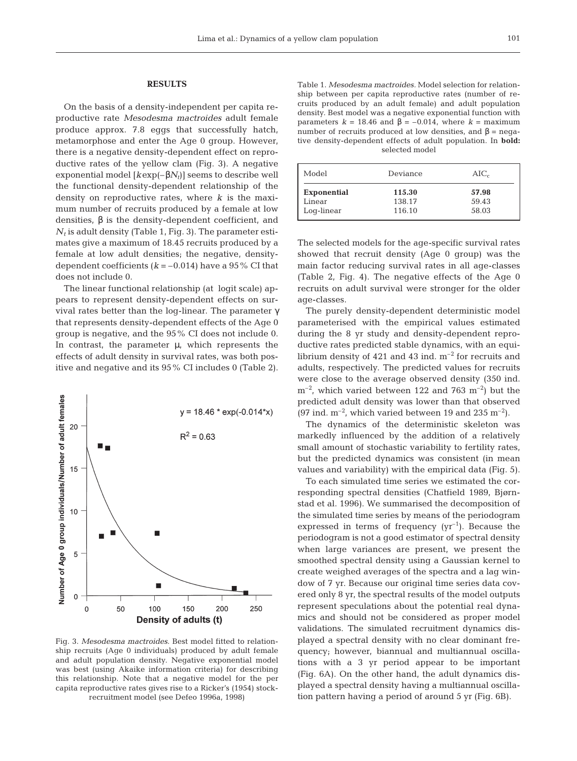## RESULTS

On the basis of a density-independent per capita reproductive rate *Mesodesma mactroides* adult female produce approx. 7.8 eggs that successfully hatch, metamorphose and enter the Age 0 group. However, there is a negative density-dependent effect on reproductive rates of the yellow clam (Fig. 3). A negative exponential model [$k\exp(-\beta N_t)$] seems to describe well the functional density-dependent relationship of the density on reproductive rates, where $k$ is the maximum number of recruits produced by a female at low densities, $\beta$ is the density-dependent coefficient, and $N_t$ is adult density (Table 1, Fig. 3). The parameter estimates give a maximum of 18.45 recruits produced by a female at low adult densities; the negative, density-dependent coefficients ($k = -0.014$) have a 95% CI that does not include 0.

The linear functional relationship (at logit scale) appears to represent density-dependent effects on survival rates better than the log-linear. The parameter $\gamma$ that represents density-dependent effects of the Age 0 group is negative, and the 95% CI does not include 0. In contrast, the parameter $\mu$, which represents the effects of adult density in survival rates, was both positive and negative and its 95% CI includes 0 (Table 2).

Fig. 3. *Mesodesma mactroides.* Best model fitted to relationship recruits (Age 0 individuals) produced by adult female and adult population density. Negative exponential model was best (using Akaike information criteria) for describing this relationship. Note that a negative model for the per capita reproductive rates gives rise to a Ricker's (1954) stock-recruitment model (see Defeo 1996a, 1998)

Table 1. *Mesodesma mactroides.* Model selection for relationship between per capita reproductive rates (number of recruits produced by an adult female) and adult population density. Best model was a negative exponential function with parameters $k = 18.46$ and $\beta = -0.014$, where $k$ = maximum number of recruits produced at low densities, and $\beta$ = negative density-dependent effects of adult population. In **bold:** selected model

| Model | Deviance | $AIC_c$ |
|---|---|---|
| **Exponential** | **115.30** | **57.98** |
| Linear | 138.17 | 59.43 |
| Log-linear | 116.10 | 58.03 |

The selected models for the age-specific survival rates showed that recruit density (Age 0 group) was the main factor reducing survival rates in all age-classes (Table 2, Fig. 4). The negative effects of the Age 0 recruits on adult survival were stronger for the older age-classes.

The purely density-dependent deterministic model parameterised with the empirical values estimated during the 8 yr study and density-dependent reproductive rates predicted stable dynamics, with an equilibrium density of 421 and 43 ind. $m^{-2}$ for recruits and adults, respectively. The predicted values for recruits were close to the average observed density (350 ind. $m^{-2}$, which varied between 122 and 763 $m^{-2}$) but the predicted adult density was lower than that observed (97 ind. $m^{-2}$, which varied between 19 and 235 $m^{-2}$).

The dynamics of the deterministic skeleton was markedly influenced by the addition of a relatively small amount of stochastic variability to fertility rates, but the predicted dynamics was consistent (in mean values and variability) with the empirical data (Fig. 5).

To each simulated time series we estimated the corresponding spectral densities (Chatfield 1989, Bjørnstad et al. 1996). We summarised the decomposition of the simulated time series by means of the periodogram expressed in terms of frequency ($yr^{-1}$). Because the periodogram is not a good estimator of spectral density when large variances are present, we present the smoothed spectral density using a Gaussian kernel to create weighed averages of the spectra and a lag window of 7 yr. Because our original time series data covered only 8 yr, the spectral results of the model outputs represent speculations about the potential real dynamics and should not be considered as proper model validations. The simulated recruitment dynamics displayed a spectral density with no clear dominant frequency; however, biannual and multiannual oscillations with a 3 yr period appear to be important (Fig. 6A). On the other hand, the adult dynamics displayed a spectral density having a multiannual oscillation pattern having a period of around 5 yr (Fig. 6B).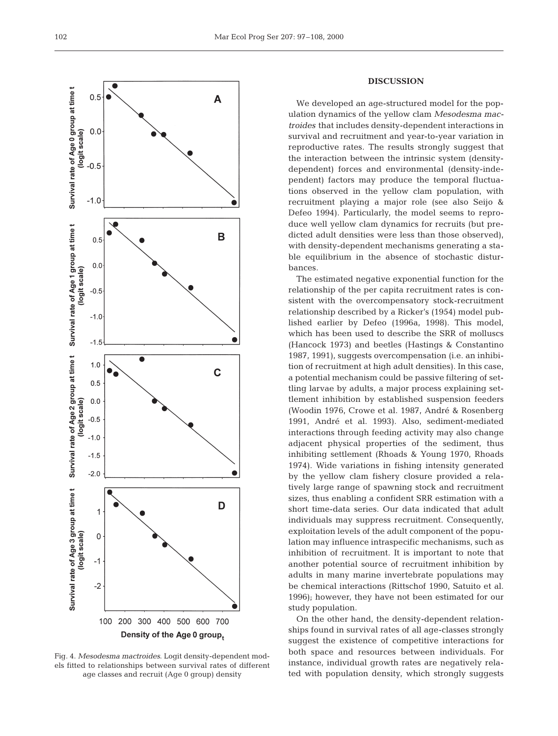Fig. 4. *Mesodesma mactroides*. Logit density-dependent models fitted to relationships between survival rates of different age classes and recruit (Age 0 group) density

## DISCUSSION

We developed an age-structured model for the population dynamics of the yellow clam *Mesodesma mactroides* that includes density-dependent interactions in survival and recruitment and year-to-year variation in reproductive rates. The results strongly suggest that the interaction between the intrinsic system (density-dependent) forces and environmental (density-independent) factors may produce the temporal fluctuations observed in the yellow clam population, with recruitment playing a major role (see also Seijo & Defeo 1994). Particularly, the model seems to reproduce well yellow clam dynamics for recruits (but predicted adult densities were less than those observed), with density-dependent mechanisms generating a stable equilibrium in the absence of stochastic disturbances.

The estimated negative exponential function for the relationship of the per capita recruitment rates is consistent with the overcompensatory stock-recruitment relationship described by a Ricker's (1954) model published earlier by Defeo (1996a, 1998). This model, which has been used to describe the SRR of molluscs (Hancock 1973) and beetles (Hastings & Constantino 1987, 1991), suggests overcompensation (i.e. an inhibition of recruitment at high adult densities). In this case, a potential mechanism could be passive filtering of settling larvae by adults, a major process explaining settlement inhibition by established suspension feeders (Woodin 1976, Crowe et al. 1987, André & Rosenberg 1991, André et al. 1993). Also, sediment-mediated interactions through feeding activity may also change adjacent physical properties of the sediment, thus inhibiting settlement (Rhoads & Young 1970, Rhoads 1974). Wide variations in fishing intensity generated by the yellow clam fishery closure provided a relatively large range of spawning stock and recruitment sizes, thus enabling a confident SRR estimation with a short time-data series. Our data indicated that adult individuals may suppress recruitment. Consequently, exploitation levels of the adult component of the population may influence intraspecific mechanisms, such as inhibition of recruitment. It is important to note that another potential source of recruitment inhibition by adults in many marine invertebrate populations may be chemical interactions (Rittschof 1990, Satuito et al. 1996); however, they have not been estimated for our study population.

On the other hand, the density-dependent relationships found in survival rates of all age-classes strongly suggest the existence of competitive interactions for both space and resources between individuals. For instance, individual growth rates are negatively related with population density, which strongly suggests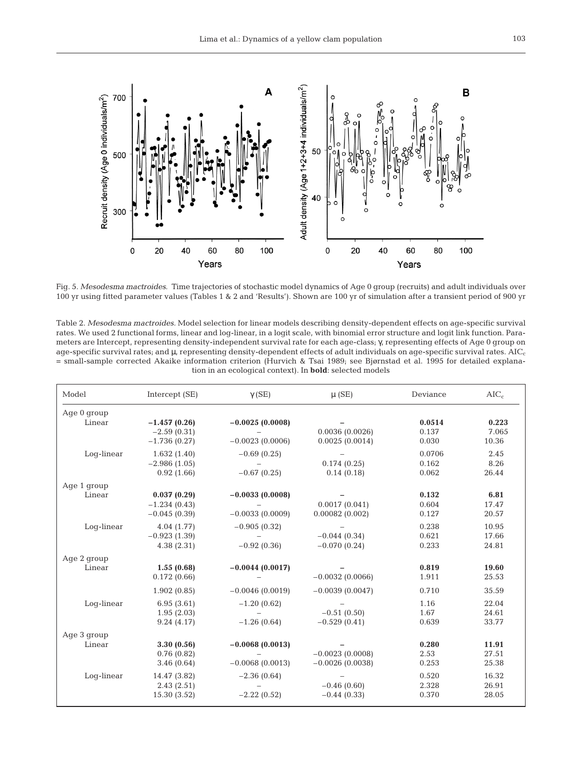Fig. 5. *Mesodesma mactroides*. Time trajectories of stochastic model dynamics of Age 0 group (recruits) and adult individuals over 100 yr using fitted parameter values (Tables 1 & 2 and 'Results'). Shown are 100 yr of simulation after a transient period of 900 yr

Table 2. *Mesodesma mactroides*. Model selection for linear models describing density-dependent effects on age-specific survival rates. We used 2 functional forms, linear and log-linear, in a logit scale, with binomial error structure and logit link function. Parameters are Intercept, representing density-independent survival rate for each age-class; $\gamma$, representing effects of Age 0 group on age-specific survival rates; and $\mu$, representing density-dependent effects of adult individuals on age-specific survival rates. $AIC_c$ = small-sample corrected Akaike information criterion (Hurvich & Tsai 1989; see Bjørnstad et al. 1995 for detailed explanation in an ecological context). In **bold**: selected models

| Model | Intercept (SE) | $\gamma$ (SE) | $\mu$ (SE) | Deviance | $AIC_c$ |
|---|---|---|---|---|---|
| Age 0 group | | | | | |
| Linear | **−1.457 (0.26)** | **−0.0025 (0.0008)** | **–** | **0.0514** | **0.223** |
| | −2.59 (0.31) | – | 0.0036 (0.0026) | 0.137 | 7.065 |
| | −1.736 (0.27) | −0.0023 (0.0006) | 0.0025 (0.0014) | 0.030 | 10.36 |
| Log-linear | 1.632 (1.40) | −0.69 (0.25) | – | 0.0706 | 2.45 |
| | −2.986 (1.05) | – | 0.174 (0.25) | 0.162 | 8.26 |
| | 0.92 (1.66) | −0.67 (0.25) | 0.14 (0.18) | 0.062 | 26.44 |
| Age 1 group | | | | | |
| Linear | **0.037 (0.29)** | **−0.0033 (0.0008)** | **–** | **0.132** | **6.81** |
| | −1.234 (0.43) | – | 0.0017 (0.041) | 0.604 | 17.47 |
| | −0.045 (0.39) | −0.0033 (0.0009) | 0.00082 (0.002) | 0.127 | 20.57 |
| Log-linear | 4.04 (1.77) | −0.905 (0.32) | – | 0.238 | 10.95 |
| | −0.923 (1.39) | – | −0.044 (0.34) | 0.621 | 17.66 |
| | 4.38 (2.31) | −0.92 (0.36) | −0.070 (0.24) | 0.233 | 24.81 |
| Age 2 group | | | | | |
| Linear | **1.55 (0.68)** | **−0.0044 (0.0017)** | **–** | **0.819** | **19.60** |
| | 0.172 (0.66) | – | −0.0032 (0.0066) | 1.911 | 25.53 |
| | 1.902 (0.85) | −0.0046 (0.0019) | −0.0039 (0.0047) | 0.710 | 35.59 |
| Log-linear | 6.95 (3.61) | −1.20 (0.62) | – | 1.16 | 22.04 |
| | 1.95 (2.03) | – | −0.51 (0.50) | 1.67 | 24.61 |
| | 9.24 (4.17) | −1.26 (0.64) | −0.529 (0.41) | 0.639 | 33.77 |
| Age 3 group | | | | | |
| Linear | **3.30 (0.56)** | **−0.0068 (0.0013)** | **–** | **0.280** | **11.91** |
| | 0.76 (0.82) | – | −0.0023 (0.0008) | 2.53 | 27.51 |
| | 3.46 (0.64) | −0.0068 (0.0013) | −0.0026 (0.0038) | 0.253 | 25.38 |
| Log-linear | 14.47 (3.82) | −2.36 (0.64) | – | 0.520 | 16.32 |
| | 2.43 (2.51) | – | −0.46 (0.60) | 2.328 | 26.91 |
| | 15.30 (3.52) | −2.22 (0.52) | −0.44 (0.33) | 0.370 | 28.05 |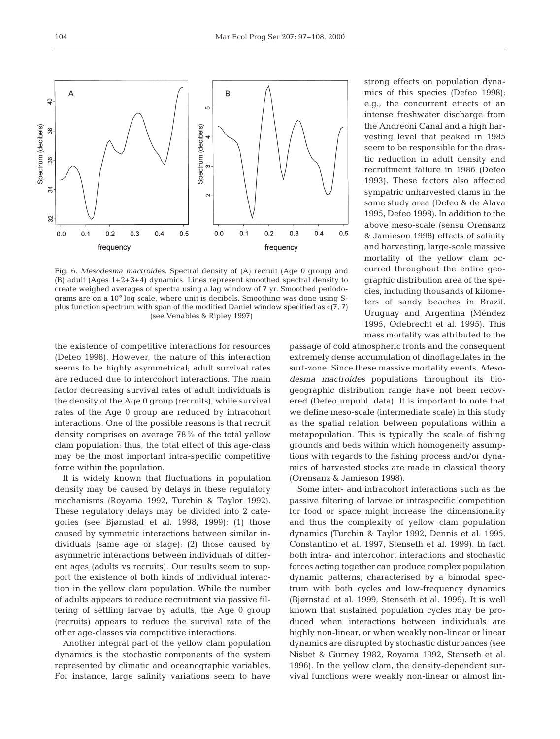Fig. 6. *Mesodesma mactroides*. Spectral density of (A) recruit (Age 0 group) and (B) adult (Ages 1+2+3+4) dynamics. Lines represent smoothed spectral density to create weighed averages of spectra using a lag window of 7 yr. Smoothed periodograms are on a 10° log scale, where unit is decibels. Smoothing was done using S-plus function spectrum with span of the modified Daniel window specified as c(7, 7) (see Venables & Ripley 1997)

the existence of competitive interactions for resources (Defeo 1998). However, the nature of this interaction seems to be highly asymmetrical; adult survival rates are reduced due to intercohort interactions. The main factor decreasing survival rates of adult individuals is the density of the Age 0 group (recruits), while survival rates of the Age 0 group are reduced by intracohort interactions. One of the possible reasons is that recruit density comprises on average 78% of the total yellow clam population; thus, the total effect of this age-class may be the most important intra-specific competitive force within the population.

It is widely known that fluctuations in population density may be caused by delays in these regulatory mechanisms (Royama 1992, Turchin & Taylor 1992). These regulatory delays may be divided into 2 categories (see Bjørnstad et al. 1998, 1999): (1) those caused by symmetric interactions between similar individuals (same age or stage); (2) those caused by asymmetric interactions between individuals of different ages (adults vs recruits). Our results seem to support the existence of both kinds of individual interaction in the yellow clam population. While the number of adults appears to reduce recruitment via passive filtering of settling larvae by adults, the Age 0 group (recruits) appears to reduce the survival rate of the other age-classes via competitive interactions.

Another integral part of the yellow clam population dynamics is the stochastic components of the system represented by climatic and oceanographic variables. For instance, large salinity variations seem to have strong effects on population dynamics of this species (Defeo 1998); e.g., the concurrent effects of an intense freshwater discharge from the Andreoni Canal and a high harvesting level that peaked in 1985 seem to be responsible for the drastic reduction in adult density and recruitment failure in 1986 (Defeo 1993). These factors also affected sympatric unharvested clams in the same study area (Defeo & de Alava 1995, Defeo 1998). In addition to the above meso-scale (sensu Orensanz & Jamieson 1998) effects of salinity and harvesting, large-scale massive mortality of the yellow clam occurred throughout the entire geographic distribution area of the species, including thousands of kilometers of sandy beaches in Brazil, Uruguay and Argentina (Méndez 1995, Odebrecht et al. 1995). This mass mortality was attributed to the passage of cold atmospheric fronts and the consequent extremely dense accumulation of dinoflagellates in the surf-zone. Since these massive mortality events, *Mesodesma mactroides* populations throughout its biogeographic distribution range have not been recovered (Defeo unpubl. data). It is important to note that we define meso-scale (intermediate scale) in this study as the spatial relation between populations within a metapopulation. This is typically the scale of fishing grounds and beds within which homogeneity assumptions with regards to the fishing process and/or dynamics of harvested stocks are made in classical theory (Orensanz & Jamieson 1998).

Some inter- and intracohort interactions such as the passive filtering of larvae or intraspecific competition for food or space might increase the dimensionality and thus the complexity of yellow clam population dynamics (Turchin & Taylor 1992, Dennis et al. 1995, Constantino et al. 1997, Stenseth et al. 1999). In fact, both intra- and intercohort interactions and stochastic forces acting together can produce complex population dynamic patterns, characterised by a bimodal spectrum with both cycles and low-frequency dynamics (Bjørnstad et al. 1999, Stenseth et al. 1999). It is well known that sustained population cycles may be produced when interactions between individuals are highly non-linear, or when weakly non-linear or linear dynamics are disrupted by stochastic disturbances (see Nisbet & Gurney 1982, Royama 1992, Stenseth et al. 1996). In the yellow clam, the density-dependent survival functions were weakly non-linear or almost lin-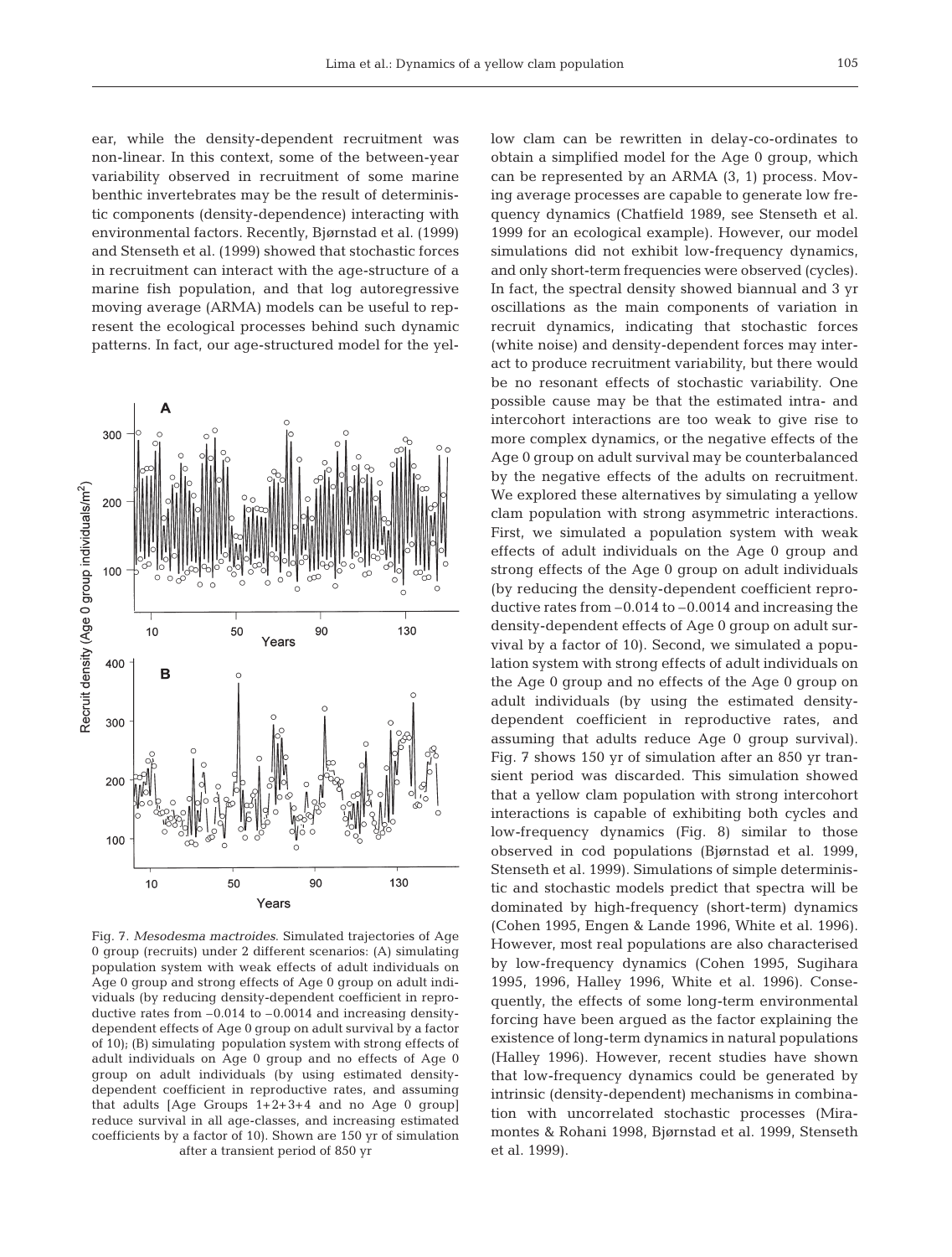ear, while the density-dependent recruitment was non-linear. In this context, some of the between-year variability observed in recruitment of some marine benthic invertebrates may be the result of deterministic components (density-dependence) interacting with environmental factors. Recently, Bjørnstad et al. (1999) and Stenseth et al. (1999) showed that stochastic forces in recruitment can interact with the age-structure of a marine fish population, and that log autoregressive moving average (ARMA) models can be useful to represent the ecological processes behind such dynamic patterns. In fact, our age-structured model for the yellow clam can be rewritten in delay-co-ordinates to obtain a simplified model for the Age 0 group, which can be represented by an ARMA (3, 1) process. Moving average processes are capable to generate low frequency dynamics (Chatfield 1989, see Stenseth et al. 1999 for an ecological example). However, our model simulations did not exhibit low-frequency dynamics, and only short-term frequencies were observed (cycles). In fact, the spectral density showed biannual and 3 yr oscillations as the main components of variation in recruit dynamics, indicating that stochastic forces (white noise) and density-dependent forces may interact to produce recruitment variability, but there would be no resonant effects of stochastic variability. One possible cause may be that the estimated intra- and intercohort interactions are too weak to give rise to more complex dynamics, or the negative effects of the Age 0 group on adult survival may be counterbalanced by the negative effects of the adults on recruitment. We explored these alternatives by simulating a yellow clam population with strong asymmetric interactions. First, we simulated a population system with weak effects of adult individuals on the Age 0 group and strong effects of the Age 0 group on adult individuals (by reducing the density-dependent coefficient reproductive rates from −0.014 to −0.0014 and increasing the density-dependent effects of Age 0 group on adult survival by a factor of 10). Second, we simulated a population system with strong effects of adult individuals on the Age 0 group and no effects of the Age 0 group on adult individuals (by using the estimated density-dependent coefficient in reproductive rates, and assuming that adults reduce Age 0 group survival). Fig. 7 shows 150 yr of simulation after an 850 yr transient period was discarded. This simulation showed that a yellow clam population with strong intercohort interactions is capable of exhibiting both cycles and low-frequency dynamics (Fig. 8) similar to those observed in cod populations (Bjørnstad et al. 1999, Stenseth et al. 1999). Simulations of simple deterministic and stochastic models predict that spectra will be dominated by high-frequency (short-term) dynamics (Cohen 1995, Engen & Lande 1996, White et al. 1996). However, most real populations are also characterised by low-frequency dynamics (Cohen 1995, Sugihara 1995, 1996, Halley 1996, White et al. 1996). Consequently, the effects of some long-term environmental forcing have been argued as the factor explaining the existence of long-term dynamics in natural populations (Halley 1996). However, recent studies have shown that low-frequency dynamics could be generated by intrinsic (density-dependent) mechanisms in combination with uncorrelated stochastic processes (Miramontes & Rohani 1998, Bjørnstad et al. 1999, Stenseth et al. 1999).

Fig. 7. *Mesodesma mactroides.* Simulated trajectories of Age 0 group (recruits) under 2 different scenarios: (A) simulating population system with weak effects of adult individuals on Age 0 group and strong effects of Age 0 group on adult individuals (by reducing density-dependent coefficient in reproductive rates from −0.014 to −0.0014 and increasing density-dependent effects of Age 0 group on adult survival by a factor of 10); (B) simulating population system with strong effects of adult individuals on Age 0 group and no effects of Age 0 group on adult individuals (by using estimated density-dependent coefficient in reproductive rates, and assuming that adults [Age Groups 1+2+3+4 and no Age 0 group] reduce survival in all age-classes, and increasing estimated coefficients by a factor of 10). Shown are 150 yr of simulation after a transient period of 850 yr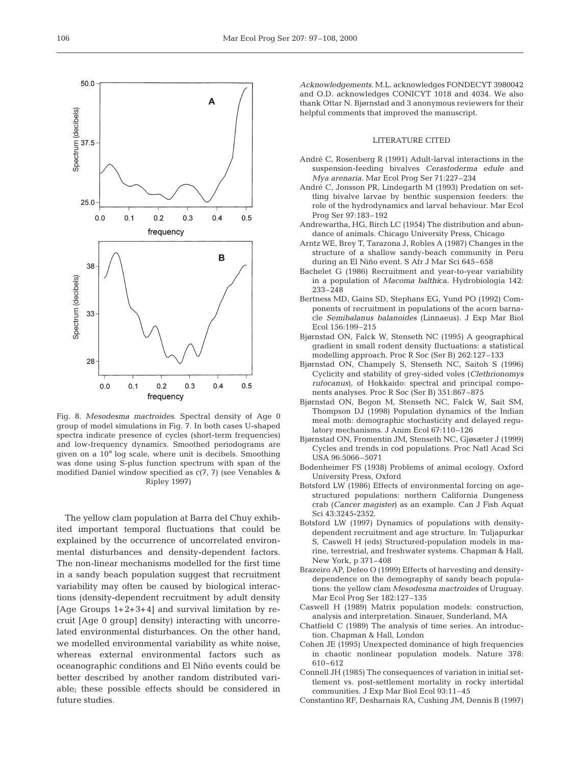Fig. 8. *Mesodesma mactroides*. Spectral density of Age 0 group of model simulations in Fig. 7. In both cases U-shaped spectra indicate presence of cycles (short-term frequencies) and low-frequency dynamics. Smoothed periodograms are given on a 10° log scale, where unit is decibels. Smoothing was done using S-plus function spectrum with span of the modified Daniel window specified as c(7, 7) (see Venables & Ripley 1997)

The yellow clam population at Barra del Chuy exhibited important temporal fluctuations that could be explained by the occurrence of uncorrelated environmental disturbances and density-dependent factors. The non-linear mechanisms modelled for the first time in a sandy beach population suggest that recruitment variability may often be caused by biological interactions (density-dependent recruitment by adult density [Age Groups 1+2+3+4] and survival limitation by recruit [Age 0 group] density) interacting with uncorrelated environmental disturbances. On the other hand, we modelled environmental variability as white noise, whereas external environmental factors such as oceanographic conditions and El Niño events could be better described by another random distributed variable; these possible effects should be considered in future studies.

*Acknowledgements*. M.L. acknowledges FONDECYT 3980042 and O.D. acknowledges CONICYT 1018 and 4034. We also thank Ottar N. Bjørnstad and 3 anonymous reviewers for their helpful comments that improved the manuscript.

## LITERATURE CITED

André C, Rosenberg R (1991) Adult-larval interactions in the suspension-feeding bivalves *Cerastoderma edule* and *Mya arenaria*. Mar Ecol Prog Ser 71:227–234

André C, Jonsson PR, Lindegarth M (1993) Predation on settling bivalve larvae by benthic suspension feeders: the role of the hydrodynamics and larval behaviour. Mar Ecol Prog Ser 97:183–192

Andrewartha, HG, Birch LC (1954) The distribution and abundance of animals. Chicago University Press, Chicago

Arntz WE, Brey T, Tarazona J, Robles A (1987) Changes in the structure of a shallow sandy-beach community in Peru during an El Niño event. S Afr J Mar Sci 645–658

Bachelet G (1986) Recruitment and year-to-year variability in a population of *Macoma balthica*. Hydrobiologia 142: 233–248

Bertness MD, Gains SD, Stephans EG, Yund PO (1992) Components of recruitment in populations of the acorn barnacle *Semibalanus balanoides* (Linnaeus). J Exp Mar Biol Ecol 156:199–215

Bjørnstad ON, Falck W, Stenseth NC (1995) A geographical gradient in small rodent density fluctuations: a statistical modelling approach. Proc R Soc (Ser B) 262:127–133

Bjørnstad ON, Champely S, Stenseth NC, Saitoh S (1996) Cyclicity and stability of grey-sided voles (*Clethrionomys rufocanus*), of Hokkaido: spectral and principal components analyses. Proc R Soc (Ser B) 351:867–875

Bjørnstad ON, Begon M, Stenseth NC, Falck W, Sait SM, Thompson DJ (1998) Population dynamics of the Indian meal moth: demographic stochasticity and delayed regulatory mechanisms. J Anim Ecol 67:110–126

Bjørnstad ON, Fromentin JM, Stenseth NC, Gjøsæter J (1999) Cycles and trends in cod populations. Proc Natl Acad Sci USA 96:5066–5071

Bodenheimer FS (1938) Problems of animal ecology. Oxford University Press, Oxford

Botsford LW (1986) Effects of environmental forcing on age-structured populations: northern California Dungeness crab (*Cancer magister*) as an example. Can J Fish Aquat Sci 43:3245-2352.

Botsford LW (1997) Dynamics of populations with density-dependent recruitment and age structure. In: Tuljapurkar S, Caswell H (eds) Structured-population models in marine, terrestrial, and freshwater systems. Chapman & Hall, New York, p 371–408

Brazeiro AP, Defeo O (1999) Effects of harvesting and density-dependence on the demography of sandy beach populations: the yellow clam *Mesodesma mactroides* of Uruguay. Mar Ecol Prog Ser 182:127–135

Caswell H (1989) Matrix population models: construction, analysis and interpretation. Sinauer, Sunderland, MA

Chatfield C (1989) The analysis of time series. An introduction. Chapman & Hall, London

Cohen JE (1995) Unexpected dominance of high frequencies in chaotic nonlinear population models. Nature 378: 610–612

Connell JH (1985) The consequences of variation in initial settlement vs. post-settlement mortality in rocky intertidal communities. J Exp Mar Biol Ecol 93:11–45

Constantino RF, Desharnais RA, Cushing JM, Dennis B (1997)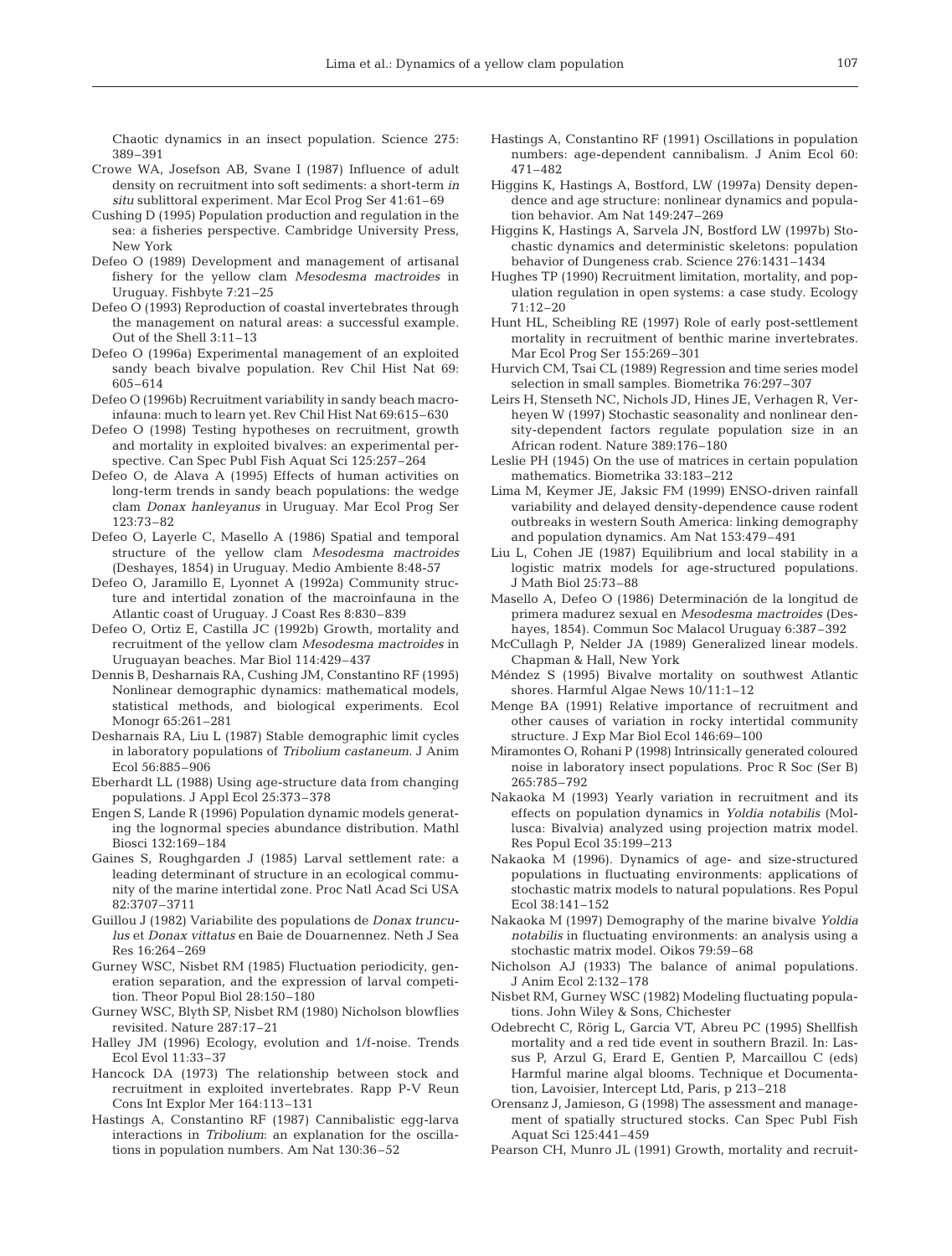Chaotic dynamics in an insect population. Science 275: 389–391

Crowe WA, Josefson AB, Svane I (1987) Influence of adult density on recruitment into soft sediments: a short-term *in situ* sublittoral experiment. Mar Ecol Prog Ser 41:61–69

Cushing D (1995) Population production and regulation in the sea: a fisheries perspective. Cambridge University Press, New York

Defeo O (1989) Development and management of artisanal fishery for the yellow clam *Mesodesma mactroides* in Uruguay. Fishbyte 7:21–25

Defeo O (1993) Reproduction of coastal invertebrates through the management on natural areas: a successful example. Out of the Shell 3:11–13

Defeo O (1996a) Experimental management of an exploited sandy beach bivalve population. Rev Chil Hist Nat 69: 605–614

Defeo O (1996b) Recruitment variability in sandy beach macroinfauna: much to learn yet. Rev Chil Hist Nat 69:615–630

Defeo O (1998) Testing hypotheses on recruitment, growth and mortality in exploited bivalves: an experimental perspective. Can Spec Publ Fish Aquat Sci 125:257–264

Defeo O, de Alava A (1995) Effects of human activities on long-term trends in sandy beach populations: the wedge clam *Donax hanleyanus* in Uruguay. Mar Ecol Prog Ser 123:73–82

Defeo O, Layerle C, Masello A (1986) Spatial and temporal structure of the yellow clam *Mesodesma mactroides* (Deshayes, 1854) in Uruguay. Medio Ambiente 8:48-57

Defeo O, Jaramillo E, Lyonnet A (1992a) Community structure and intertidal zonation of the macroinfauna in the Atlantic coast of Uruguay. J Coast Res 8:830–839

Defeo O, Ortiz E, Castilla JC (1992b) Growth, mortality and recruitment of the yellow clam *Mesodesma mactroides* in Uruguayan beaches. Mar Biol 114:429–437

Dennis B, Desharnais RA, Cushing JM, Constantino RF (1995) Nonlinear demographic dynamics: mathematical models, statistical methods, and biological experiments. Ecol Monogr 65:261–281

Desharnais RA, Liu L (1987) Stable demographic limit cycles in laboratory populations of *Tribolium castaneum*. J Anim Ecol 56:885–906

Eberhardt LL (1988) Using age-structure data from changing populations. J Appl Ecol 25:373–378

Engen S, Lande R (1996) Population dynamic models generating the lognormal species abundance distribution. Mathl Biosci 132:169–184

Gaines S, Roughgarden J (1985) Larval settlement rate: a leading determinant of structure in an ecological community of the marine intertidal zone. Proc Natl Acad Sci USA 82:3707–3711

Guillou J (1982) Variabilite des populations de *Donax trunculus* et *Donax vittatus* en Baie de Douarnennez. Neth J Sea Res 16:264–269

Gurney WSC, Nisbet RM (1985) Fluctuation periodicity, generation separation, and the expression of larval competition. Theor Popul Biol 28:150–180

Gurney WSC, Blyth SP, Nisbet RM (1980) Nicholson blowflies revisited. Nature 287:17–21

Halley JM (1996) Ecology, evolution and 1/f-noise. Trends Ecol Evol 11:33–37

Hancock DA (1973) The relationship between stock and recruitment in exploited invertebrates. Rapp P-V Reun Cons Int Explor Mer 164:113–131

Hastings A, Constantino RF (1987) Cannibalistic egg-larva interactions in *Tribolium*: an explanation for the oscillations in population numbers. Am Nat 130:36–52

Hastings A, Constantino RF (1991) Oscillations in population numbers: age-dependent cannibalism. J Anim Ecol 60: 471–482

Higgins K, Hastings A, Bostford, LW (1997a) Density dependence and age structure: nonlinear dynamics and population behavior. Am Nat 149:247–269

Higgins K, Hastings A, Sarvela JN, Bostford LW (1997b) Stochastic dynamics and deterministic skeletons: population behavior of Dungeness crab. Science 276:1431–1434

Hughes TP (1990) Recruitment limitation, mortality, and population regulation in open systems: a case study. Ecology 71:12–20

Hunt HL, Scheibling RE (1997) Role of early post-settlement mortality in recruitment of benthic marine invertebrates. Mar Ecol Prog Ser 155:269–301

Hurvich CM, Tsai CL (1989) Regression and time series model selection in small samples. Biometrika 76:297–307

Leirs H, Stenseth NC, Nichols JD, Hines JE, Verhagen R, Verheyen W (1997) Stochastic seasonality and nonlinear density-dependent factors regulate population size in an African rodent. Nature 389:176–180

Leslie PH (1945) On the use of matrices in certain population mathematics. Biometrika 33:183–212

Lima M, Keymer JE, Jaksic FM (1999) ENSO-driven rainfall variability and delayed density-dependence cause rodent outbreaks in western South America: linking demography and population dynamics. Am Nat 153:479–491

Liu L, Cohen JE (1987) Equilibrium and local stability in a logistic matrix models for age-structured populations. J Math Biol 25:73–88

Masello A, Defeo O (1986) Determinación de la longitud de primera madurez sexual en *Mesodesma mactroides* (Deshayes, 1854). Commun Soc Malacol Uruguay 6:387–392

McCullagh P, Nelder JA (1989) Generalized linear models. Chapman & Hall, New York

Méndez S (1995) Bivalve mortality on southwest Atlantic shores. Harmful Algae News 10/11:1–12

Menge BA (1991) Relative importance of recruitment and other causes of variation in rocky intertidal community structure. J Exp Mar Biol Ecol 146:69–100

Miramontes O, Rohani P (1998) Intrinsically generated coloured noise in laboratory insect populations. Proc R Soc (Ser B) 265:785–792

Nakaoka M (1993) Yearly variation in recruitment and its effects on population dynamics in *Yoldia notabilis* (Mollusca: Bivalvia) analyzed using projection matrix model. Res Popul Ecol 35:199–213

Nakaoka M (1996). Dynamics of age- and size-structured populations in fluctuating environments: applications of stochastic matrix models to natural populations. Res Popul Ecol 38:141–152

Nakaoka M (1997) Demography of the marine bivalve *Yoldia notabilis* in fluctuating environments: an analysis using a stochastic matrix model. Oikos 79:59–68

Nicholson AJ (1933) The balance of animal populations. J Anim Ecol 2:132–178

Nisbet RM, Gurney WSC (1982) Modeling fluctuating populations. John Wiley & Sons, Chichester

Odebrecht C, Rörig L, Garcia VT, Abreu PC (1995) Shellfish mortality and a red tide event in southern Brazil. In: Lassus P, Arzul G, Erard E, Gentien P, Marcaillou C (eds) Harmful marine algal blooms. Technique et Documentation, Lavoisier, Intercept Ltd, Paris, p 213–218

Orensanz J, Jamieson, G (1998) The assessment and management of spatially structured stocks. Can Spec Publ Fish Aquat Sci 125:441–459

Pearson CH, Munro JL (1991) Growth, mortality and recruit-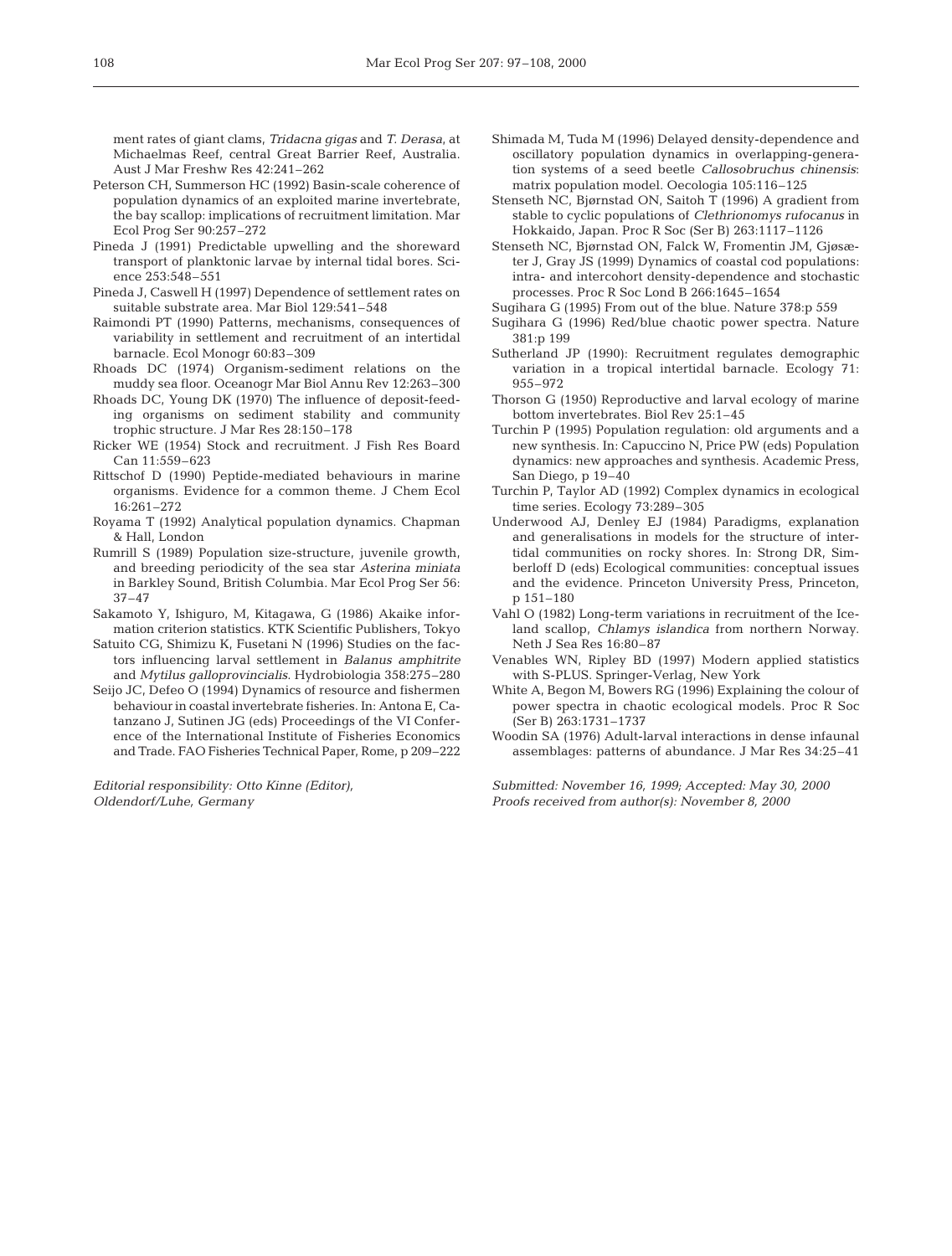ment rates of giant clams, *Tridacna gigas* and *T. Derasa*, at Michaelmas Reef, central Great Barrier Reef, Australia. Aust J Mar Freshw Res 42:241–262

Peterson CH, Summerson HC (1992) Basin-scale coherence of population dynamics of an exploited marine invertebrate, the bay scallop: implications of recruitment limitation. Mar Ecol Prog Ser 90:257–272

Pineda J (1991) Predictable upwelling and the shoreward transport of planktonic larvae by internal tidal bores. Science 253:548–551

Pineda J, Caswell H (1997) Dependence of settlement rates on suitable substrate area. Mar Biol 129:541–548

Raimondi PT (1990) Patterns, mechanisms, consequences of variability in settlement and recruitment of an intertidal barnacle. Ecol Monogr 60:83–309

Rhoads DC (1974) Organism-sediment relations on the muddy sea floor. Oceanogr Mar Biol Annu Rev 12:263–300

Rhoads DC, Young DK (1970) The influence of deposit-feeding organisms on sediment stability and community trophic structure. J Mar Res 28:150–178

Ricker WE (1954) Stock and recruitment. J Fish Res Board Can 11:559–623

Rittschof D (1990) Peptide-mediated behaviours in marine organisms. Evidence for a common theme. J Chem Ecol 16:261–272

Royama T (1992) Analytical population dynamics. Chapman & Hall, London

Rumrill S (1989) Population size-structure, juvenile growth, and breeding periodicity of the sea star *Asterina miniata* in Barkley Sound, British Columbia. Mar Ecol Prog Ser 56: 37–47

Sakamoto Y, Ishiguro, M, Kitagawa, G (1986) Akaike information criterion statistics. KTK Scientific Publishers, Tokyo

Satuito CG, Shimizu K, Fusetani N (1996) Studies on the factors influencing larval settlement in *Balanus amphitrite* and *Mytilus galloprovincialis*. Hydrobiologia 358:275–280

Seijo JC, Defeo O (1994) Dynamics of resource and fishermen behaviour in coastal invertebrate fisheries. In: Antona E, Catanzano J, Sutinen JG (eds) Proceedings of the VI Conference of the International Institute of Fisheries Economics and Trade. FAO Fisheries Technical Paper, Rome, p 209–222

Shimada M, Tuda M (1996) Delayed density-dependence and oscillatory population dynamics in overlapping-generation systems of a seed beetle *Callosobruchus chinensis*: matrix population model. Oecologia 105:116–125

Stenseth NC, Bjørnstad ON, Saitoh T (1996) A gradient from stable to cyclic populations of *Clethrionomys rufocanus* in Hokkaido, Japan. Proc R Soc (Ser B) 263:1117–1126

Stenseth NC, Bjørnstad ON, Falck W, Fromentin JM, Gjøsæter J, Gray JS (1999) Dynamics of coastal cod populations: intra- and intercohort density-dependence and stochastic processes. Proc R Soc Lond B 266:1645–1654

Sugihara G (1995) From out of the blue. Nature 378:p 559

Sugihara G (1996) Red/blue chaotic power spectra. Nature 381:p 199

Sutherland JP (1990): Recruitment regulates demographic variation in a tropical intertidal barnacle. Ecology 71: 955–972

Thorson G (1950) Reproductive and larval ecology of marine bottom invertebrates. Biol Rev 25:1–45

Turchin P (1995) Population regulation: old arguments and a new synthesis. In: Capuccino N, Price PW (eds) Population dynamics: new approaches and synthesis. Academic Press, San Diego, p 19–40

Turchin P, Taylor AD (1992) Complex dynamics in ecological time series. Ecology 73:289–305

Underwood AJ, Denley EJ (1984) Paradigms, explanation and generalisations in models for the structure of intertidal communities on rocky shores. In: Strong DR, Simberloff D (eds) Ecological communities: conceptual issues and the evidence. Princeton University Press, Princeton, p 151–180

Vahl O (1982) Long-term variations in recruitment of the Iceland scallop, *Chlamys islandica* from northern Norway. Neth J Sea Res 16:80–87

Venables WN, Ripley BD (1997) Modern applied statistics with S-PLUS. Springer-Verlag, New York

White A, Begon M, Bowers RG (1996) Explaining the colour of power spectra in chaotic ecological models. Proc R Soc (Ser B) 263:1731–1737

Woodin SA (1976) Adult-larval interactions in dense infaunal assemblages: patterns of abundance. J Mar Res 34:25–41

*Editorial responsibility: Otto Kinne (Editor), Oldendorf/Luhe, Germany*

*Submitted: November 16, 1999; Accepted: May 30, 2000*
*Proofs received from author(s): November 8, 2000*